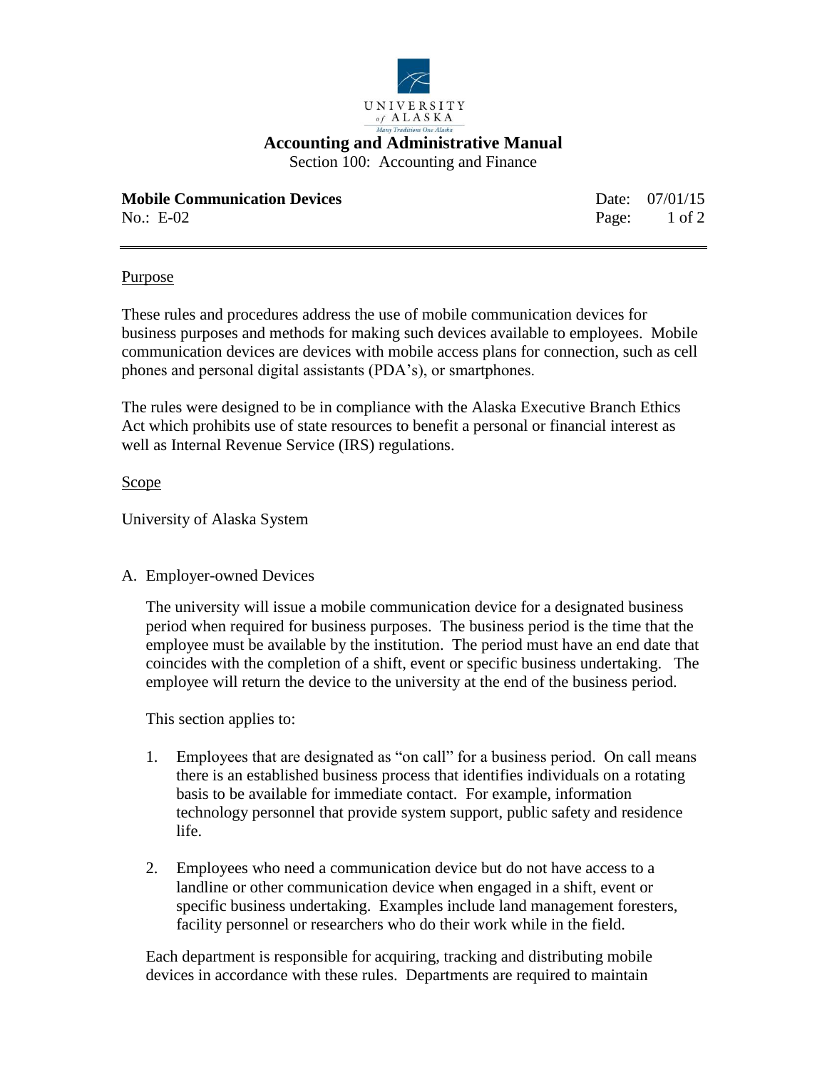UNIVERSITY of ALASKA

Many Traditions One Alaska

# Accounting and Administrative Manual

Section 100: Accounting and Finance

**Mobile Communication Devices** Date: 07/01/15

No.: E-02

## Purpose

These rules and procedures address the use of mobile communication devices for business purposes and methods for making such devices available to employees. Mobile communication devices are devices with mobile access plans for connection, such as cell phones and personal digital assistants (PDA's), or smartphones.

The rules were designed to be in compliance with the Alaska Executive Branch Ethics Act which prohibits use of state resources to benefit a personal or financial interest as well as Internal Revenue Service (IRS) regulations.

## Scope

University of Alaska System

A. Employer-owned Devices

The university will issue a mobile communication device for a designated business period when required for business purposes. The business period is the time that the employee must be available by the institution. The period must have an end date that coincides with the completion of a shift, event or specific business undertaking. The employee will return the device to the university at the end of the business period.

This section applies to:

1. Employees that are designated as "on call" for a business period. On call means there is an established business process that identifies individuals on a rotating basis to be available for immediate contact. For example, information technology personnel that provide system support, public safety and residence life.

2. Employees who need a communication device but do not have access to a landline or other communication device when engaged in a shift, event or specific business undertaking. Examples include land management foresters, facility personnel or researchers who do their work while in the field.

Each department is responsible for acquiring, tracking and distributing mobile devices in accordance with these rules. Departments are required to maintain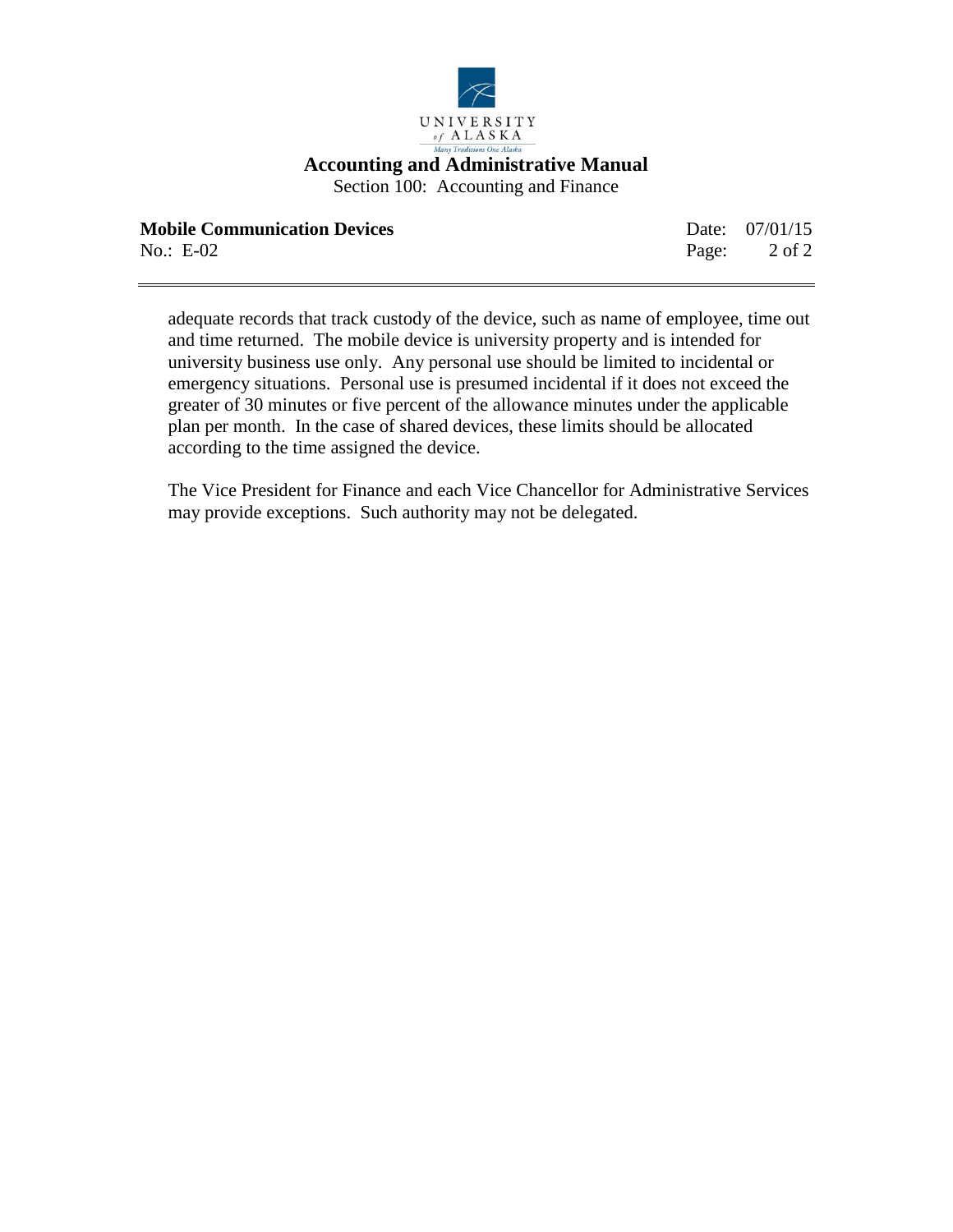adequate records that track custody of the device, such as name of employee, time out and time returned. The mobile device is university property and is intended for university business use only. Any personal use should be limited to incidental or emergency situations. Personal use is presumed incidental if it does not exceed the greater of 30 minutes or five percent of the allowance minutes under the applicable plan per month. In the case of shared devices, these limits should be allocated according to the time assigned the device.

The Vice President for Finance and each Vice Chancellor for Administrative Services may provide exceptions. Such authority may not be delegated.